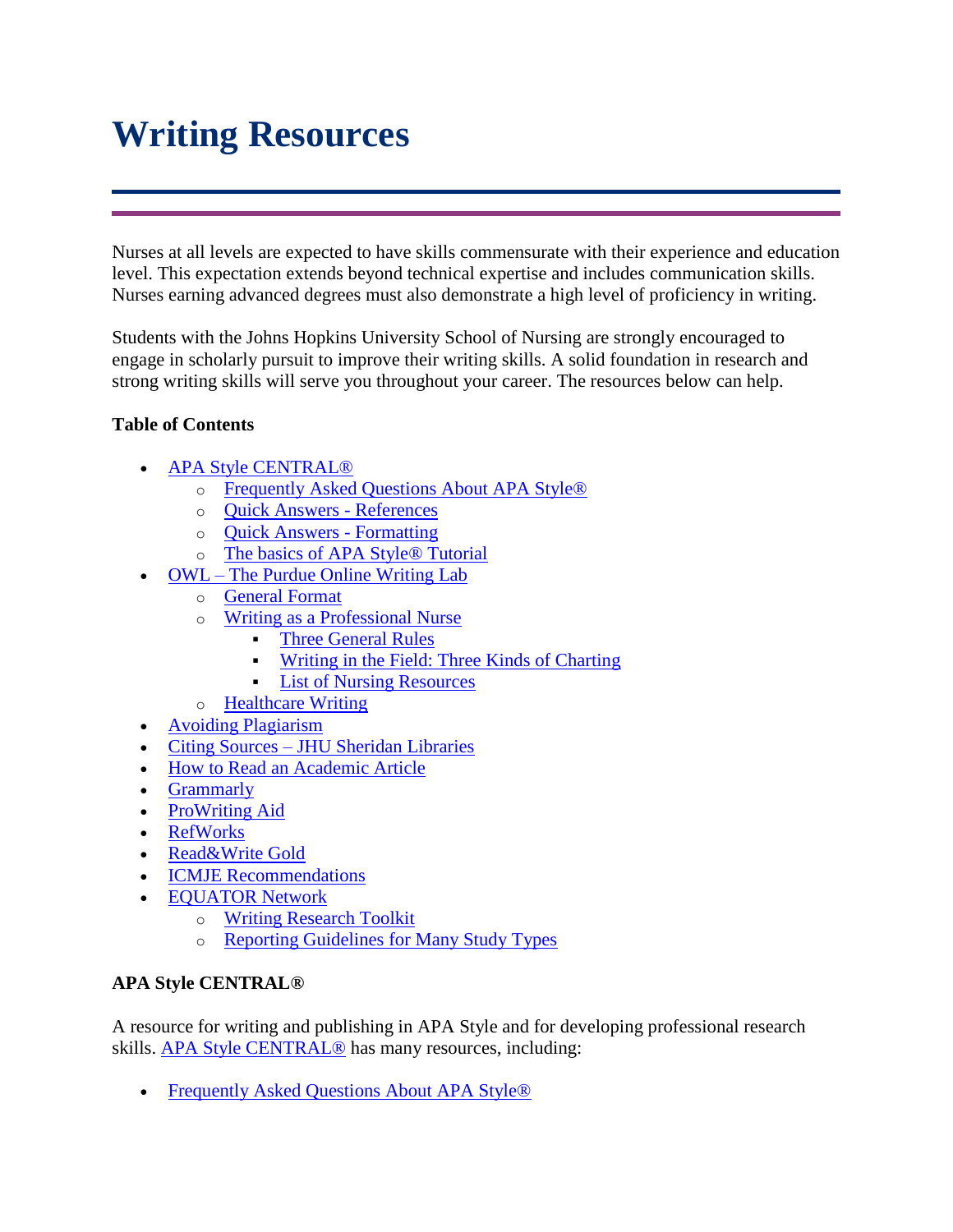# Writing Resources

Nurses at all levels are expected to have skills commensurate with their experience and education level. This expectation extends beyond technical expertise and includes communication skills. Nurses earning advanced degrees must also demonstrate a high level of proficiency in writing.

Students with the Johns Hopkins University School of Nursing are strongly encouraged to engage in scholarly pursuit to improve their writing skills. A solid foundation in research and strong writing skills will serve you throughout your career. The resources below can help.

**Table of Contents**

- APA Style CENTRAL®
  - Frequently Asked Questions About APA Style®
  - Quick Answers - References
  - Quick Answers - Formatting
  - The basics of APA Style® Tutorial
- OWL – The Purdue Online Writing Lab
  - General Format
  - Writing as a Professional Nurse
    - Three General Rules
    - Writing in the Field: Three Kinds of Charting
    - List of Nursing Resources
  - Healthcare Writing
- Avoiding Plagiarism
- Citing Sources – JHU Sheridan Libraries
- How to Read an Academic Article
- Grammarly
- ProWriting Aid
- RefWorks
- Read&Write Gold
- ICMJE Recommendations
- EQUATOR Network
  - Writing Research Toolkit
  - Reporting Guidelines for Many Study Types

**APA Style CENTRAL®**

A resource for writing and publishing in APA Style and for developing professional research skills. APA Style CENTRAL® has many resources, including:

- Frequently Asked Questions About APA Style®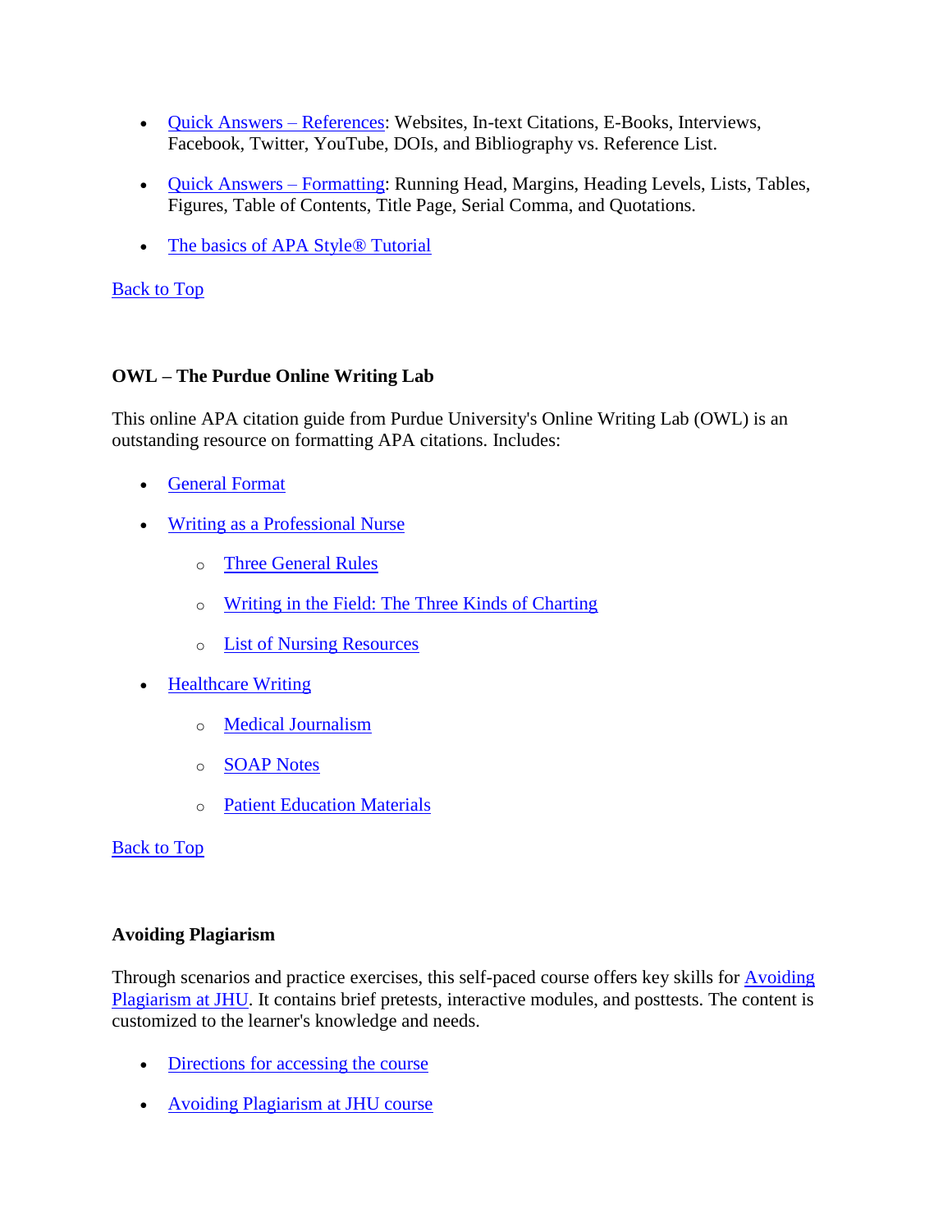- Quick Answers – References: Websites, In-text Citations, E-Books, Interviews, Facebook, Twitter, YouTube, DOIs, and Bibliography vs. Reference List.
- Quick Answers – Formatting: Running Head, Margins, Heading Levels, Lists, Tables, Figures, Table of Contents, Title Page, Serial Comma, and Quotations.
- The basics of APA Style® Tutorial

Back to Top

**OWL – The Purdue Online Writing Lab**

This online APA citation guide from Purdue University's Online Writing Lab (OWL) is an outstanding resource on formatting APA citations. Includes:

- General Format
- Writing as a Professional Nurse
  - Three General Rules
  - Writing in the Field: The Three Kinds of Charting
  - List of Nursing Resources
- Healthcare Writing
  - Medical Journalism
  - SOAP Notes
  - Patient Education Materials

Back to Top

**Avoiding Plagiarism**

Through scenarios and practice exercises, this self-paced course offers key skills for Avoiding Plagiarism at JHU. It contains brief pretests, interactive modules, and posttests. The content is customized to the learner's knowledge and needs.

- Directions for accessing the course
- Avoiding Plagiarism at JHU course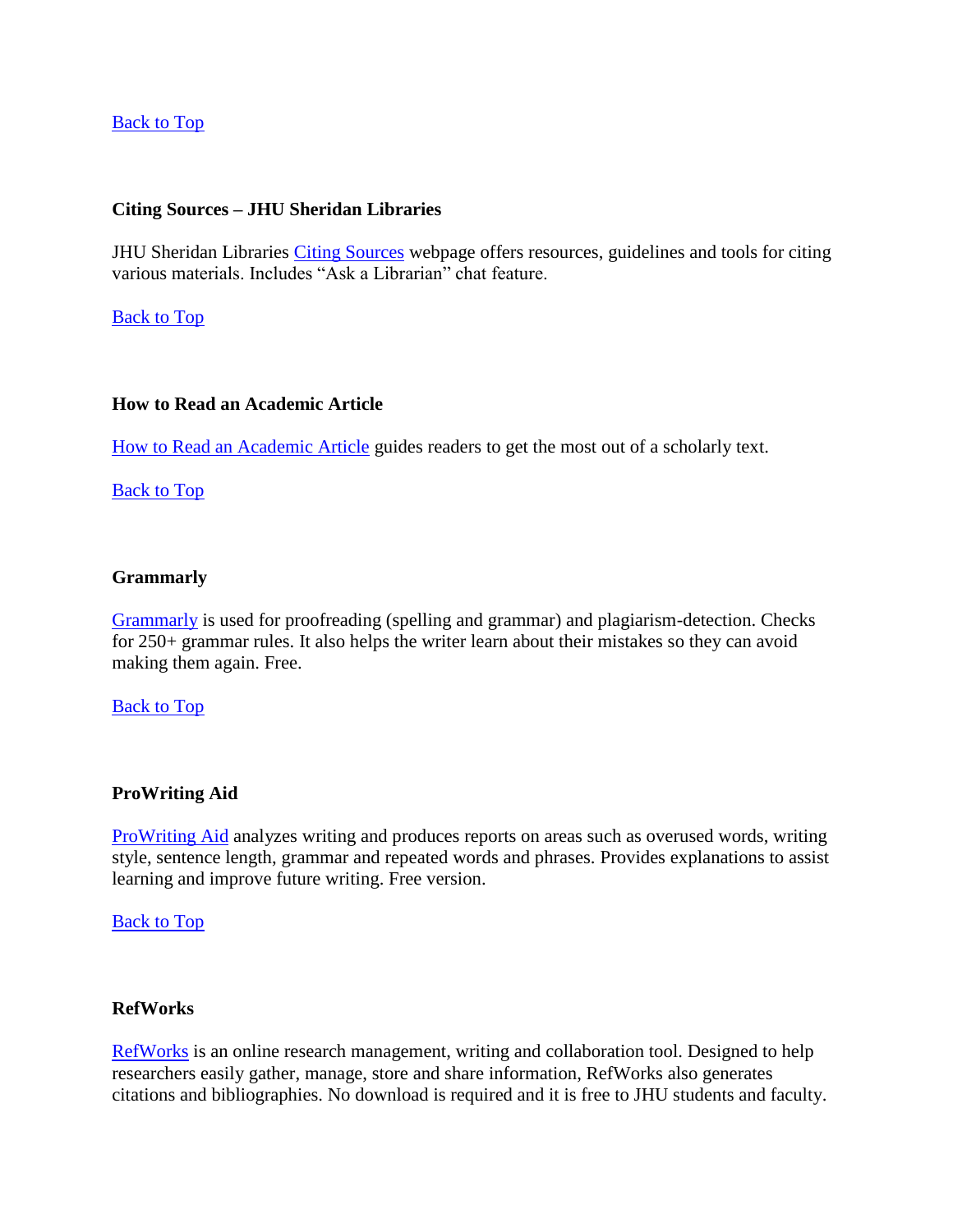Back to Top

**Citing Sources – JHU Sheridan Libraries**

JHU Sheridan Libraries Citing Sources webpage offers resources, guidelines and tools for citing various materials. Includes "Ask a Librarian" chat feature.

Back to Top

**How to Read an Academic Article**

How to Read an Academic Article guides readers to get the most out of a scholarly text.

Back to Top

**Grammarly**

Grammarly is used for proofreading (spelling and grammar) and plagiarism-detection. Checks for 250+ grammar rules. It also helps the writer learn about their mistakes so they can avoid making them again. Free.

Back to Top

**ProWriting Aid**

ProWriting Aid analyzes writing and produces reports on areas such as overused words, writing style, sentence length, grammar and repeated words and phrases. Provides explanations to assist learning and improve future writing. Free version.

Back to Top

**RefWorks**

RefWorks is an online research management, writing and collaboration tool. Designed to help researchers easily gather, manage, store and share information, RefWorks also generates citations and bibliographies. No download is required and it is free to JHU students and faculty.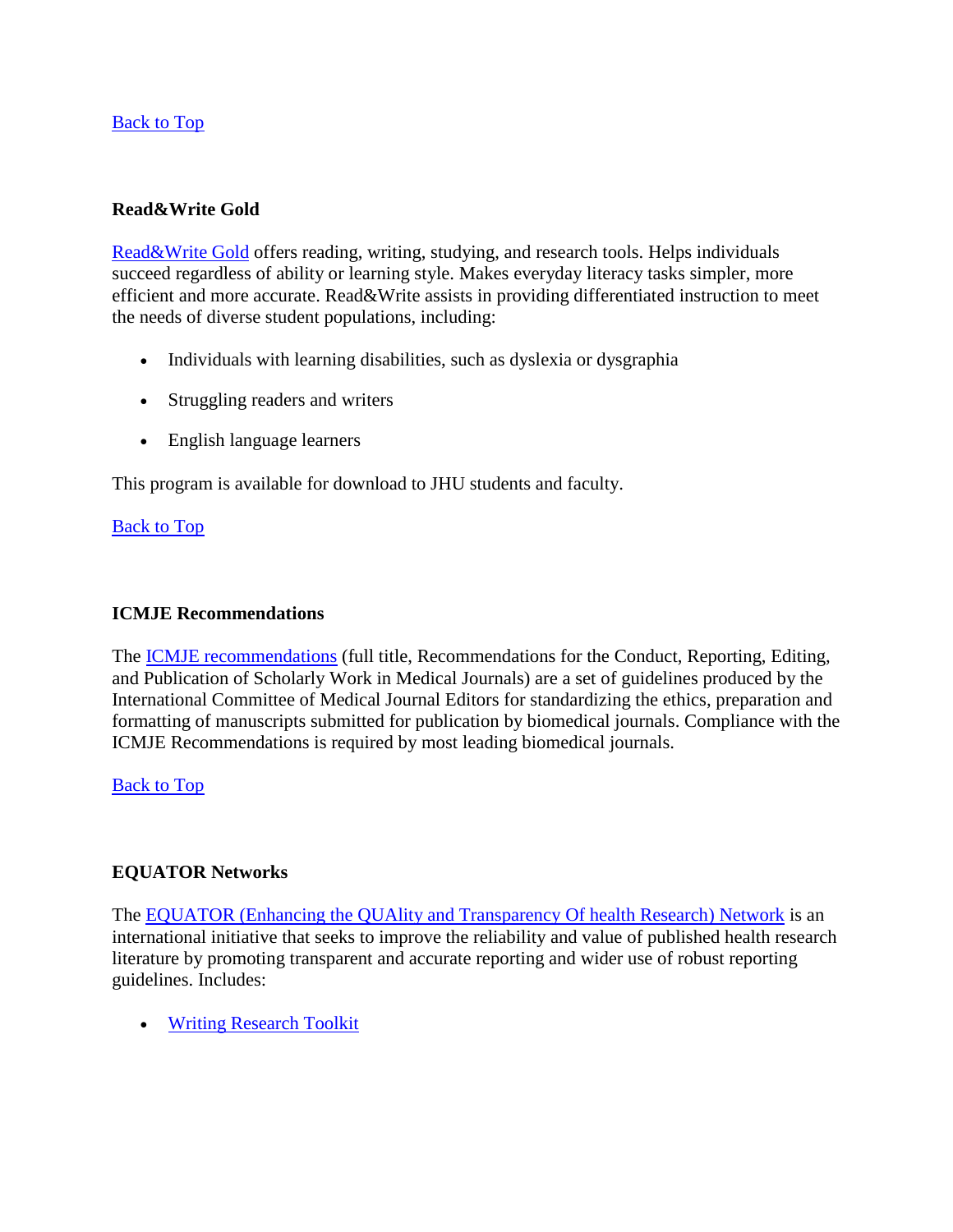Back to Top

**Read&Write Gold**

Read&Write Gold offers reading, writing, studying, and research tools. Helps individuals succeed regardless of ability or learning style. Makes everyday literacy tasks simpler, more efficient and more accurate. Read&Write assists in providing differentiated instruction to meet the needs of diverse student populations, including:

- Individuals with learning disabilities, such as dyslexia or dysgraphia
- Struggling readers and writers
- English language learners

This program is available for download to JHU students and faculty.

Back to Top

**ICMJE Recommendations**

The ICMJE recommendations (full title, Recommendations for the Conduct, Reporting, Editing, and Publication of Scholarly Work in Medical Journals) are a set of guidelines produced by the International Committee of Medical Journal Editors for standardizing the ethics, preparation and formatting of manuscripts submitted for publication by biomedical journals. Compliance with the ICMJE Recommendations is required by most leading biomedical journals.

Back to Top

**EQUATOR Networks**

The EQUATOR (Enhancing the QUAlity and Transparency Of health Research) Network is an international initiative that seeks to improve the reliability and value of published health research literature by promoting transparent and accurate reporting and wider use of robust reporting guidelines. Includes:

- Writing Research Toolkit